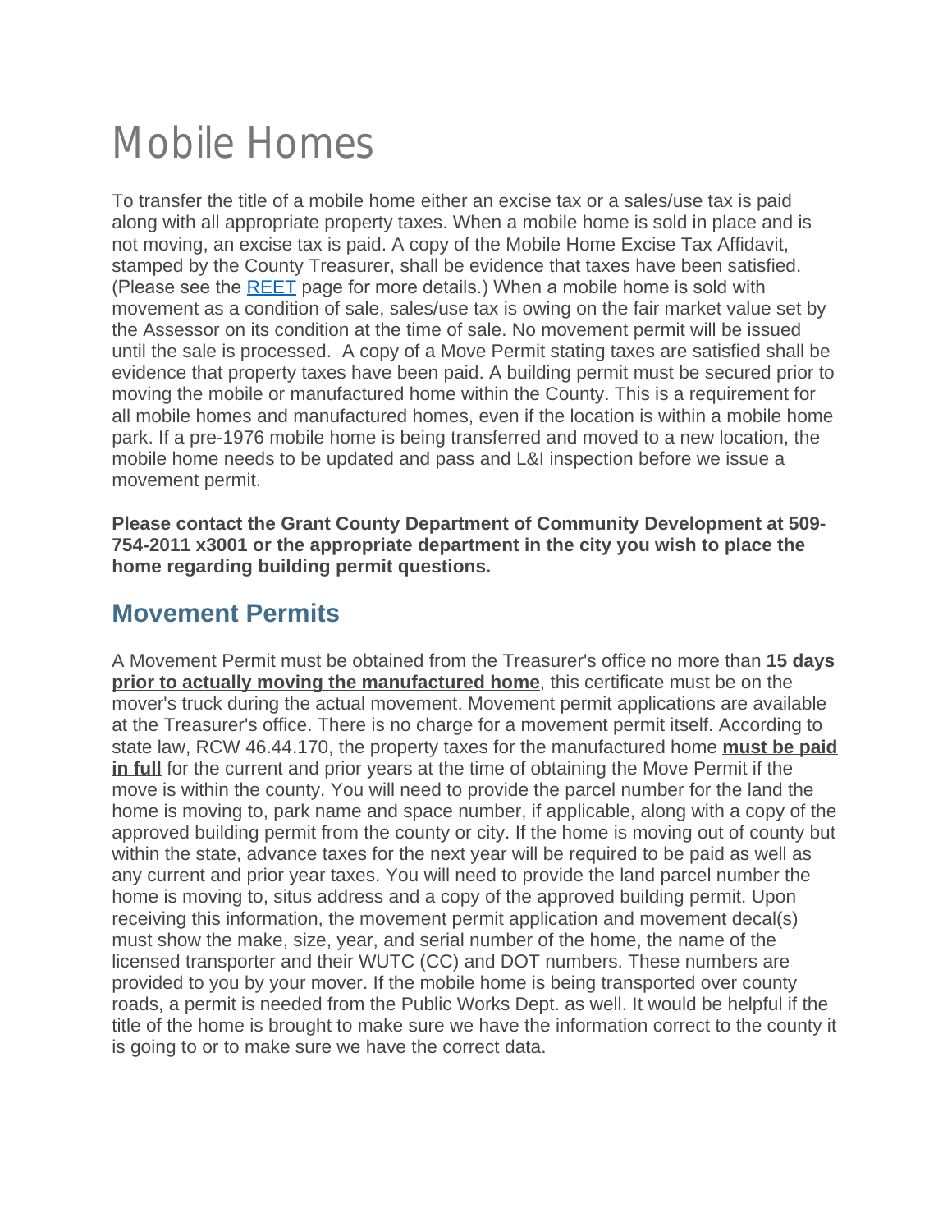# Mobile Homes

To transfer the title of a mobile home either an excise tax or a sales/use tax is paid along with all appropriate property taxes. When a mobile home is sold in place and is not moving, an excise tax is paid. A copy of the Mobile Home Excise Tax Affidavit, stamped by the County Treasurer, shall be evidence that taxes have been satisfied. (Please see the REET page for more details.) When a mobile home is sold with movement as a condition of sale, sales/use tax is owing on the fair market value set by the Assessor on its condition at the time of sale. No movement permit will be issued until the sale is processed. A copy of a Move Permit stating taxes are satisfied shall be evidence that property taxes have been paid. A building permit must be secured prior to moving the mobile or manufactured home within the County. This is a requirement for all mobile homes and manufactured homes, even if the location is within a mobile home park. If a pre-1976 mobile home is being transferred and moved to a new location, the mobile home needs to be updated and pass and L&I inspection before we issue a movement permit.

**Please contact the Grant County Department of Community Development at 509-754-2011 x3001 or the appropriate department in the city you wish to place the home regarding building permit questions.**

## Movement Permits

A Movement Permit must be obtained from the Treasurer's office no more than **15 days prior to actually moving the manufactured home**, this certificate must be on the mover's truck during the actual movement. Movement permit applications are available at the Treasurer's office. There is no charge for a movement permit itself. According to state law, RCW 46.44.170, the property taxes for the manufactured home **must be paid in full** for the current and prior years at the time of obtaining the Move Permit if the move is within the county. You will need to provide the parcel number for the land the home is moving to, park name and space number, if applicable, along with a copy of the approved building permit from the county or city. If the home is moving out of county but within the state, advance taxes for the next year will be required to be paid as well as any current and prior year taxes. You will need to provide the land parcel number the home is moving to, situs address and a copy of the approved building permit. Upon receiving this information, the movement permit application and movement decal(s) must show the make, size, year, and serial number of the home, the name of the licensed transporter and their WUTC (CC) and DOT numbers. These numbers are provided to you by your mover. If the mobile home is being transported over county roads, a permit is needed from the Public Works Dept. as well. It would be helpful if the title of the home is brought to make sure we have the information correct to the county it is going to or to make sure we have the correct data.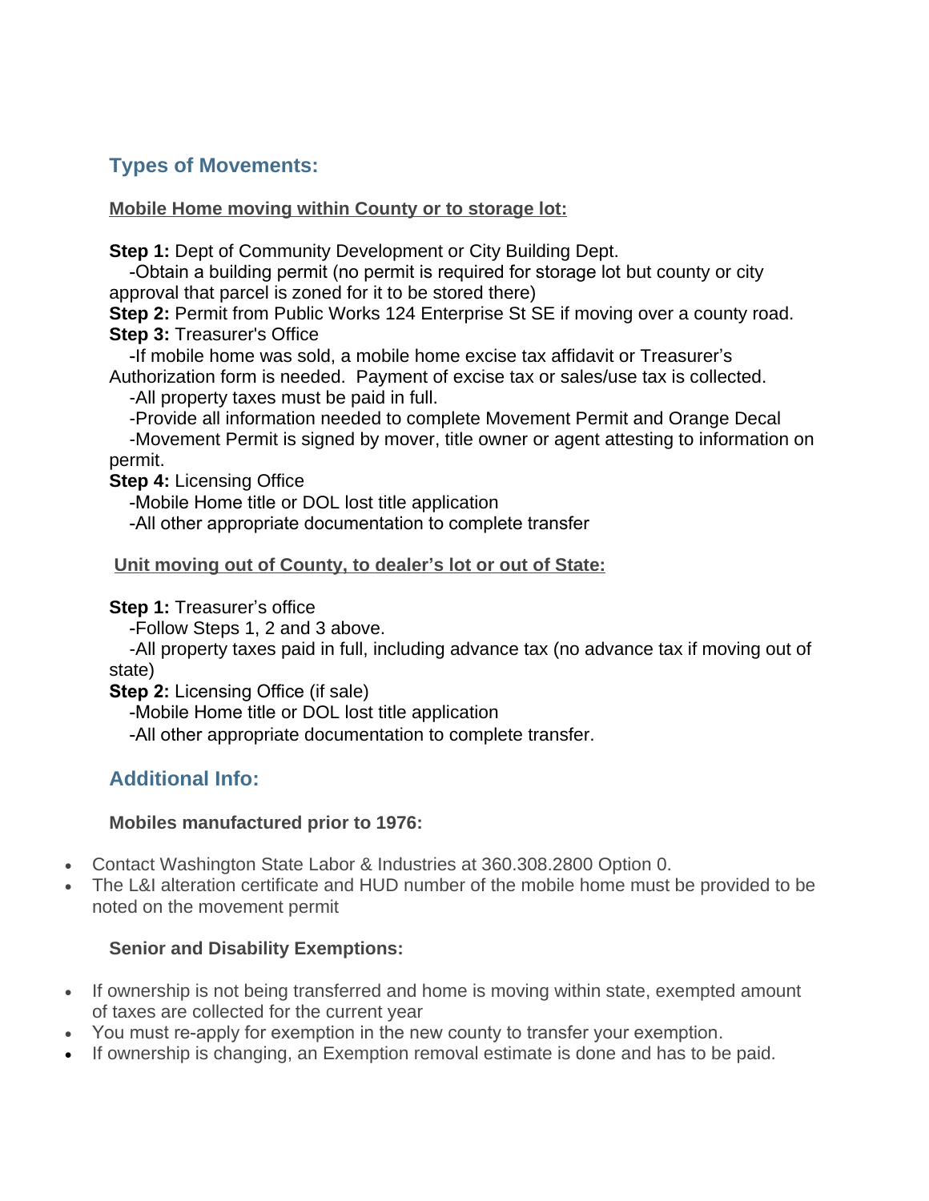## Types of Movements:

**Mobile Home moving within County or to storage lot:**

**Step 1:** Dept of Community Development or City Building Dept.
-Obtain a building permit (no permit is required for storage lot but county or city approval that parcel is zoned for it to be stored there)
**Step 2:** Permit from Public Works 124 Enterprise St SE if moving over a county road.
**Step 3:** Treasurer's Office
-If mobile home was sold, a mobile home excise tax affidavit or Treasurer's Authorization form is needed. Payment of excise tax or sales/use tax is collected.
-All property taxes must be paid in full.
-Provide all information needed to complete Movement Permit and Orange Decal
-Movement Permit is signed by mover, title owner or agent attesting to information on permit.
**Step 4:** Licensing Office
-Mobile Home title or DOL lost title application
-All other appropriate documentation to complete transfer

**Unit moving out of County, to dealer's lot or out of State:**

**Step 1:** Treasurer's office
-Follow Steps 1, 2 and 3 above.
-All property taxes paid in full, including advance tax (no advance tax if moving out of state)
**Step 2:** Licensing Office (if sale)
-Mobile Home title or DOL lost title application
-All other appropriate documentation to complete transfer.

## Additional Info:

**Mobiles manufactured prior to 1976:**

- Contact Washington State Labor & Industries at 360.308.2800 Option 0.
- The L&I alteration certificate and HUD number of the mobile home must be provided to be noted on the movement permit

**Senior and Disability Exemptions:**

- If ownership is not being transferred and home is moving within state, exempted amount of taxes are collected for the current year
- You must re-apply for exemption in the new county to transfer your exemption.
- If ownership is changing, an Exemption removal estimate is done and has to be paid.